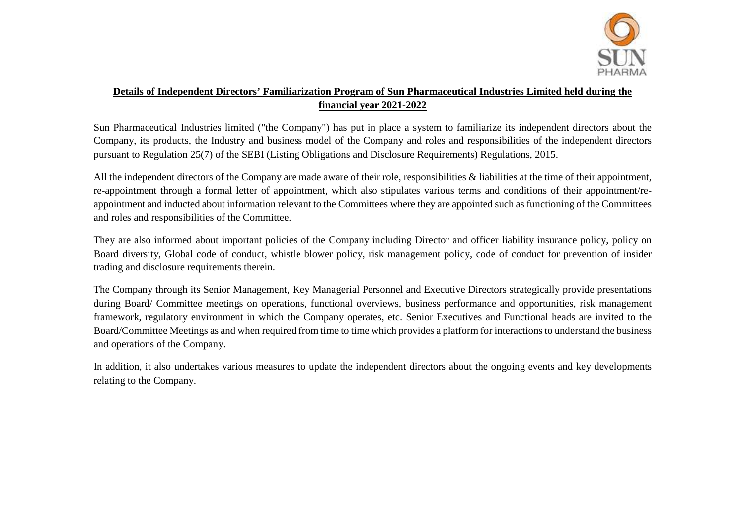## **Details of Independent Directors' Familiarization Program of Sun Pharmaceutical Industries Limited held during the financial year 2021-2022**

Sun Pharmaceutical Industries limited ("the Company") has put in place a system to familiarize its independent directors about the Company, its products, the Industry and business model of the Company and roles and responsibilities of the independent directors pursuant to Regulation 25(7) of the SEBI (Listing Obligations and Disclosure Requirements) Regulations, 2015.

All the independent directors of the Company are made aware of their role, responsibilities & liabilities at the time of their appointment, re-appointment through a formal letter of appointment, which also stipulates various terms and conditions of their appointment/re-appointment and inducted about information relevant to the Committees where they are appointed such as functioning of the Committees and roles and responsibilities of the Committee.

They are also informed about important policies of the Company including Director and officer liability insurance policy, policy on Board diversity, Global code of conduct, whistle blower policy, risk management policy, code of conduct for prevention of insider trading and disclosure requirements therein.

The Company through its Senior Management, Key Managerial Personnel and Executive Directors strategically provide presentations during Board/ Committee meetings on operations, functional overviews, business performance and opportunities, risk management framework, regulatory environment in which the Company operates, etc. Senior Executives and Functional heads are invited to the Board/Committee Meetings as and when required from time to time which provides a platform for interactions to understand the business and operations of the Company.

In addition, it also undertakes various measures to update the independent directors about the ongoing events and key developments relating to the Company.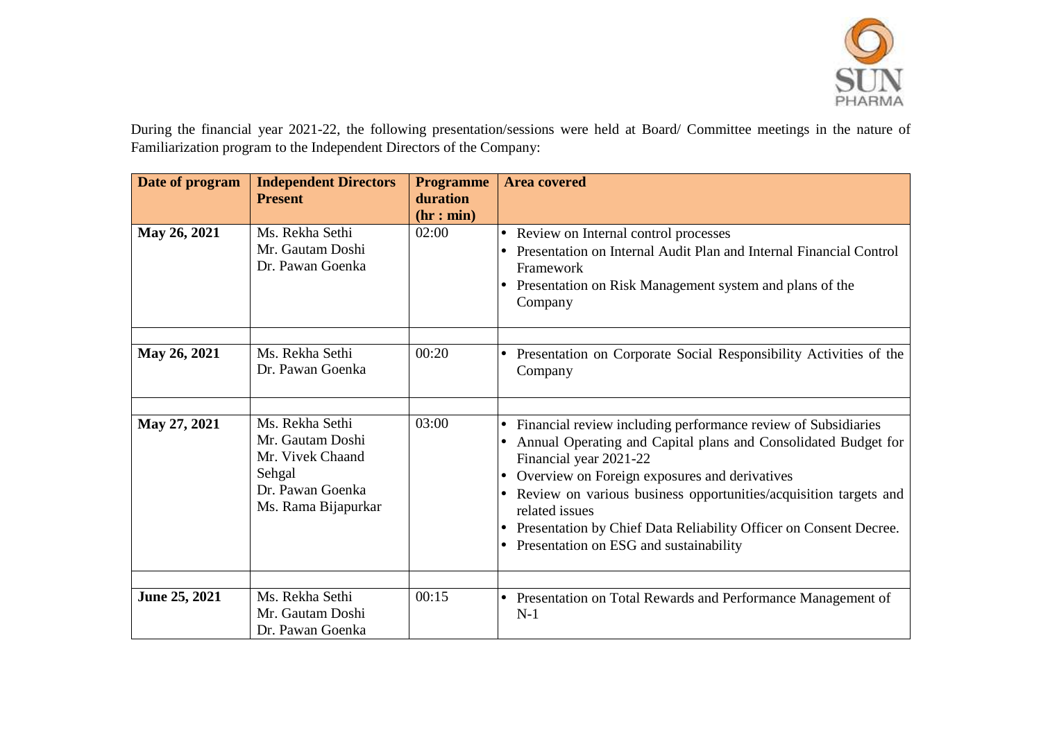During the financial year 2021-22, the following presentation/sessions were held at Board/ Committee meetings in the nature of Familiarization program to the Independent Directors of the Company:

| Date of program | Independent Directors Present | Programme duration (hr : min) | Area covered |
|---|---|---|---|
| **May 26, 2021** | Ms. Rekha Sethi<br>Mr. Gautam Doshi<br>Dr. Pawan Goenka | 02:00 | • Review on Internal control processes<br>• Presentation on Internal Audit Plan and Internal Financial Control Framework<br>• Presentation on Risk Management system and plans of the Company |
| | | | |
| **May 26, 2021** | Ms. Rekha Sethi<br>Dr. Pawan Goenka | 00:20 | • Presentation on Corporate Social Responsibility Activities of the Company |
| | | | |
| **May 27, 2021** | Ms. Rekha Sethi<br>Mr. Gautam Doshi<br>Mr. Vivek Chaand Sehgal<br>Dr. Pawan Goenka<br>Ms. Rama Bijapurkar | 03:00 | • Financial review including performance review of Subsidiaries<br>• Annual Operating and Capital plans and Consolidated Budget for Financial year 2021-22<br>• Overview on Foreign exposures and derivatives<br>• Review on various business opportunities/acquisition targets and related issues<br>• Presentation by Chief Data Reliability Officer on Consent Decree.<br>• Presentation on ESG and sustainability |
| | | | |
| **June 25, 2021** | Ms. Rekha Sethi<br>Mr. Gautam Doshi<br>Dr. Pawan Goenka | 00:15 | • Presentation on Total Rewards and Performance Management of N-1 |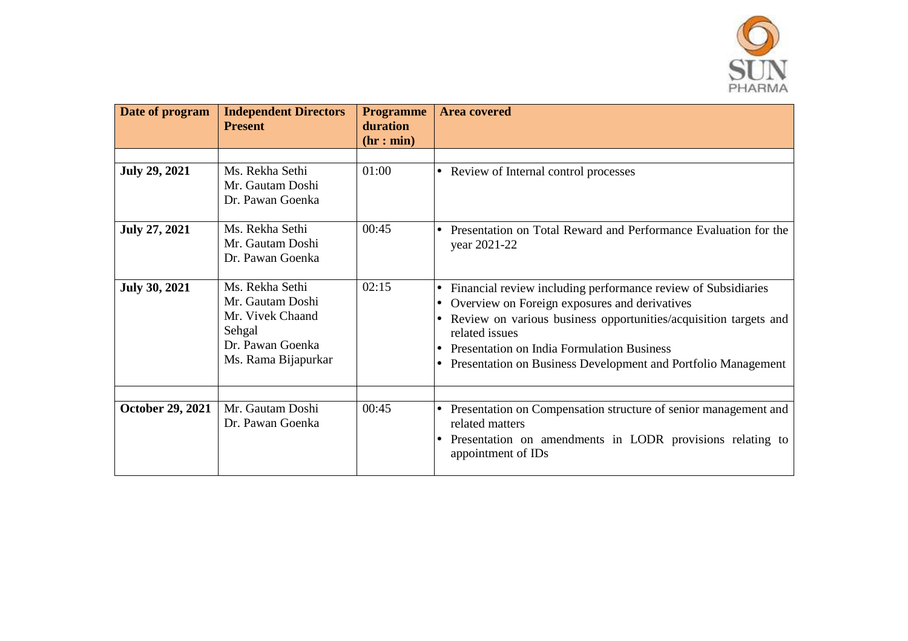| Date of program | Independent Directors Present | Programme duration (hr : min) | Area covered |
|---|---|---|---|
| | | | |
| **July 29, 2021** | Ms. Rekha Sethi<br>Mr. Gautam Doshi<br>Dr. Pawan Goenka | 01:00 | • Review of Internal control processes |
| **July 27, 2021** | Ms. Rekha Sethi<br>Mr. Gautam Doshi<br>Dr. Pawan Goenka | 00:45 | • Presentation on Total Reward and Performance Evaluation for the year 2021-22 |
| **July 30, 2021** | Ms. Rekha Sethi<br>Mr. Gautam Doshi<br>Mr. Vivek Chaand Sehgal<br>Dr. Pawan Goenka<br>Ms. Rama Bijapurkar | 02:15 | • Financial review including performance review of Subsidiaries<br>• Overview on Foreign exposures and derivatives<br>• Review on various business opportunities/acquisition targets and related issues<br>• Presentation on India Formulation Business<br>• Presentation on Business Development and Portfolio Management |
| | | | |
| **October 29, 2021** | Mr. Gautam Doshi<br>Dr. Pawan Goenka | 00:45 | • Presentation on Compensation structure of senior management and related matters<br>• Presentation on amendments in LODR provisions relating to appointment of IDs |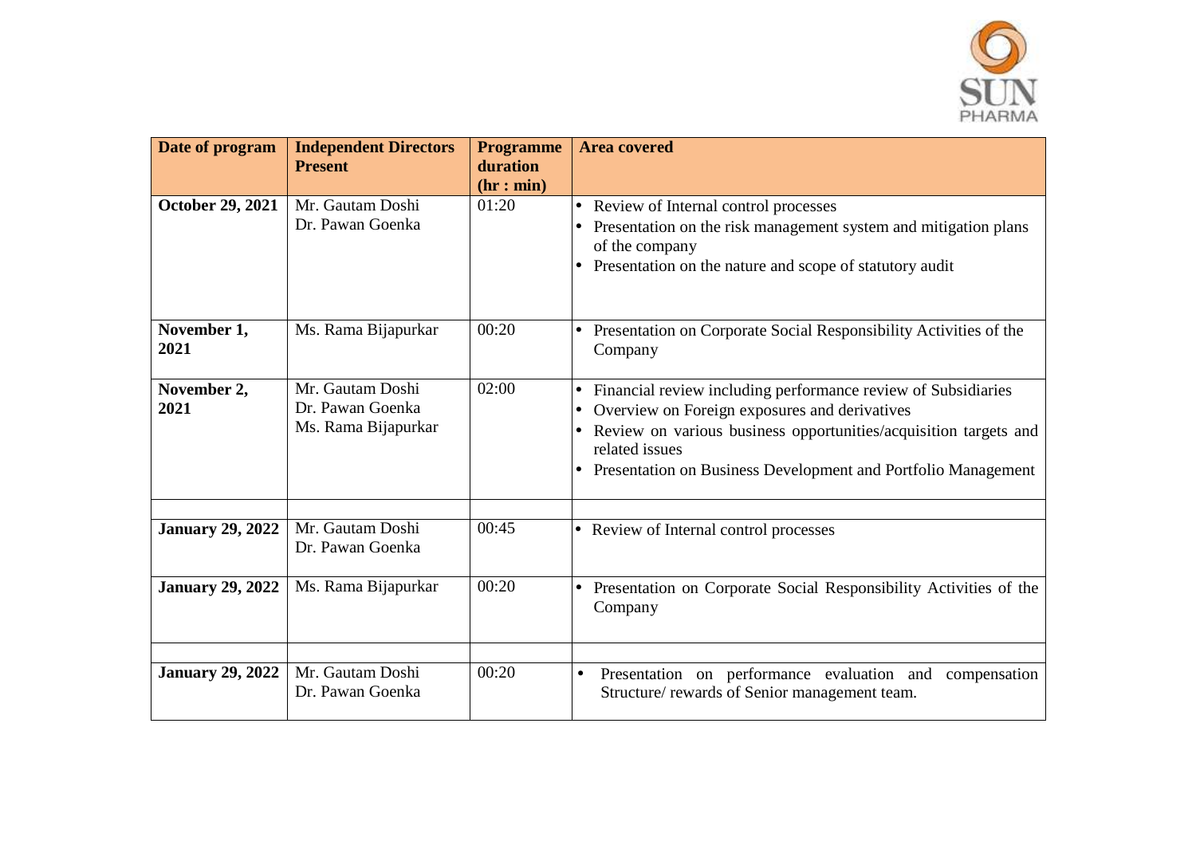| Date of program | Independent Directors Present | Programme duration (hr : min) | Area covered |
|---|---|---|---|
| **October 29, 2021** | Mr. Gautam Doshi<br>Dr. Pawan Goenka | 01:20 | • Review of Internal control processes<br>• Presentation on the risk management system and mitigation plans of the company<br>• Presentation on the nature and scope of statutory audit |
| **November 1, 2021** | Ms. Rama Bijapurkar | 00:20 | • Presentation on Corporate Social Responsibility Activities of the Company |
| **November 2, 2021** | Mr. Gautam Doshi<br>Dr. Pawan Goenka<br>Ms. Rama Bijapurkar | 02:00 | • Financial review including performance review of Subsidiaries<br>• Overview on Foreign exposures and derivatives<br>• Review on various business opportunities/acquisition targets and related issues<br>• Presentation on Business Development and Portfolio Management |
| | | | |
| **January 29, 2022** | Mr. Gautam Doshi<br>Dr. Pawan Goenka | 00:45 | • Review of Internal control processes |
| **January 29, 2022** | Ms. Rama Bijapurkar | 00:20 | • Presentation on Corporate Social Responsibility Activities of the Company |
| | | | |
| **January 29, 2022** | Mr. Gautam Doshi<br>Dr. Pawan Goenka | 00:20 | • Presentation on performance evaluation and compensation Structure/ rewards of Senior management team. |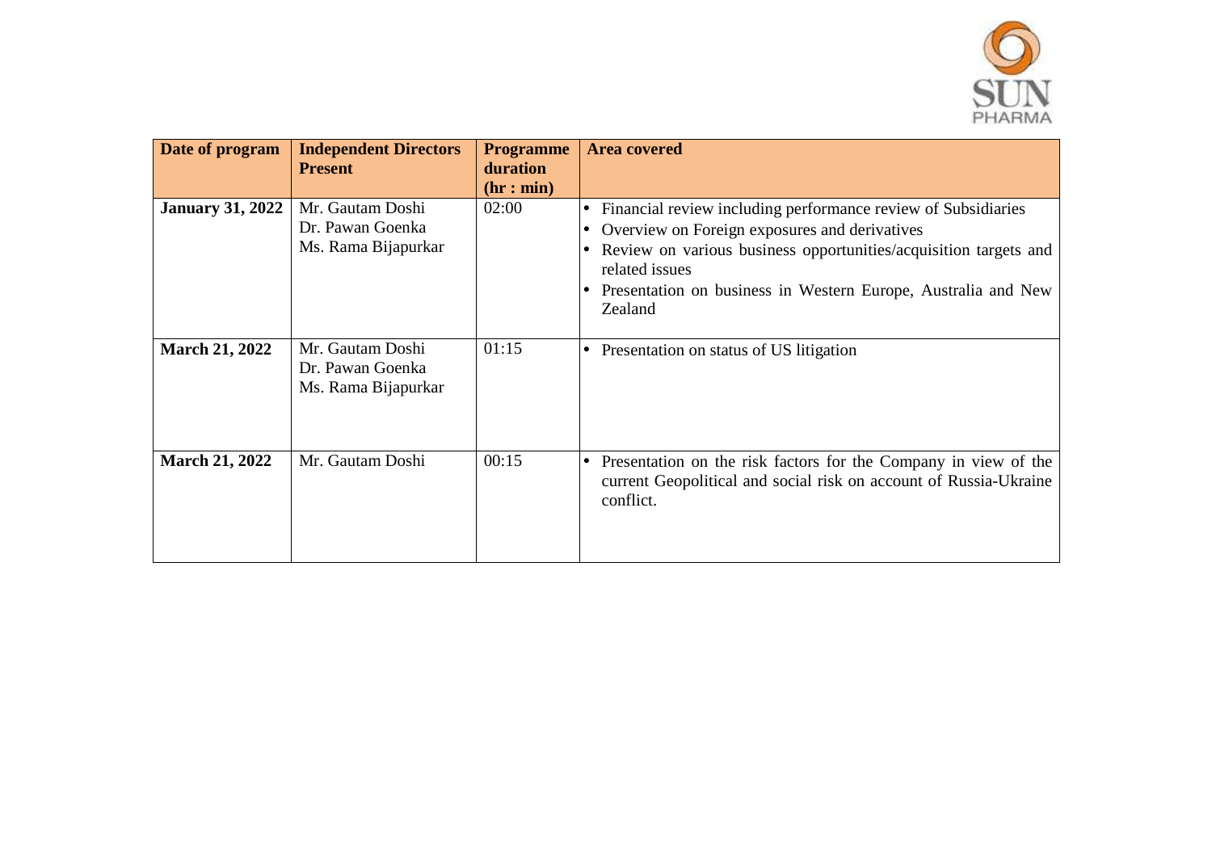| Date of program | Independent Directors Present | Programme duration (hr : min) | Area covered |
|---|---|---|---|
| **January 31, 2022** | Mr. Gautam Doshi<br>Dr. Pawan Goenka<br>Ms. Rama Bijapurkar | 02:00 | • Financial review including performance review of Subsidiaries<br>• Overview on Foreign exposures and derivatives<br>• Review on various business opportunities/acquisition targets and related issues<br>• Presentation on business in Western Europe, Australia and New Zealand |
| **March 21, 2022** | Mr. Gautam Doshi<br>Dr. Pawan Goenka<br>Ms. Rama Bijapurkar | 01:15 | • Presentation on status of US litigation |
| **March 21, 2022** | Mr. Gautam Doshi | 00:15 | • Presentation on the risk factors for the Company in view of the current Geopolitical and social risk on account of Russia-Ukraine conflict. |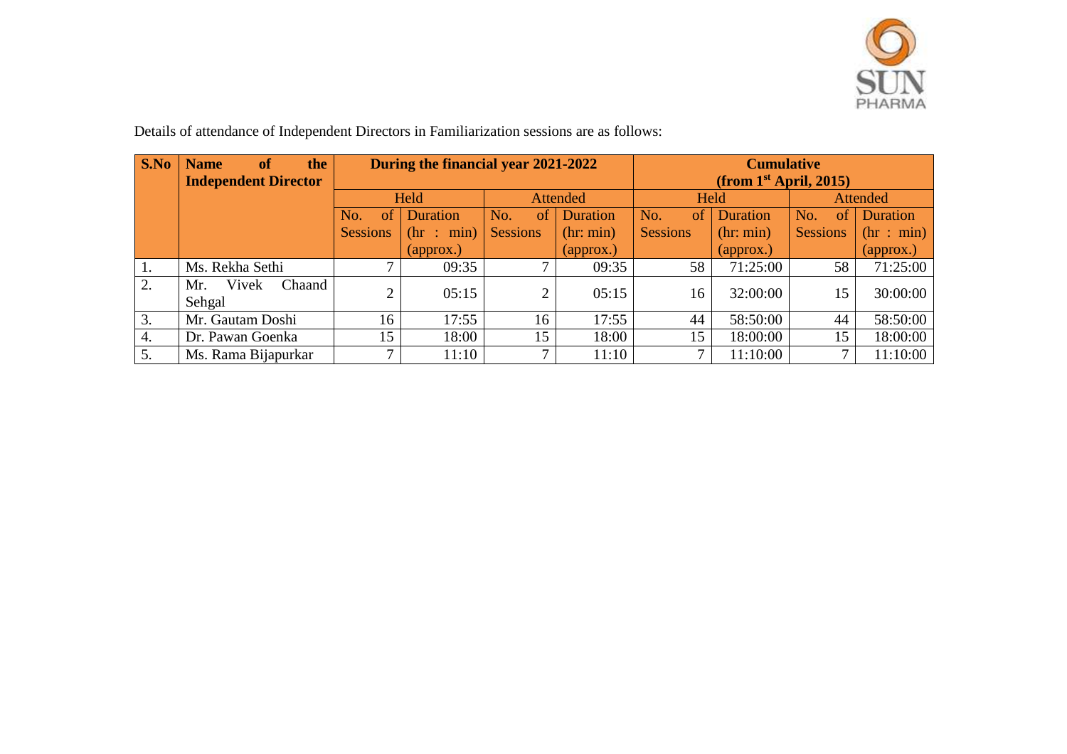Details of attendance of Independent Directors in Familiarization sessions are as follows:

| S.No | Name of the Independent Director | During the financial year 2021-2022 | | | | Cumulative (from 1st April, 2015) | | | |
|---|---|---|---|---|---|---|---|---|---|
| | | Held | | Attended | | Held | | Attended | |
| | | No. of Sessions | Duration (hr : min) (approx.) | No. of Sessions | Duration (hr: min) (approx.) | No. of Sessions | Duration (hr: min) (approx.) | No. of Sessions | Duration (hr : min) (approx.) |
| 1. | Ms. Rekha Sethi | 7 | 09:35 | 7 | 09:35 | 58 | 71:25:00 | 58 | 71:25:00 |
| 2. | Mr. Vivek Chaand Sehgal | 2 | 05:15 | 2 | 05:15 | 16 | 32:00:00 | 15 | 30:00:00 |
| 3. | Mr. Gautam Doshi | 16 | 17:55 | 16 | 17:55 | 44 | 58:50:00 | 44 | 58:50:00 |
| 4. | Dr. Pawan Goenka | 15 | 18:00 | 15 | 18:00 | 15 | 18:00:00 | 15 | 18:00:00 |
| 5. | Ms. Rama Bijapurkar | 7 | 11:10 | 7 | 11:10 | 7 | 11:10:00 | 7 | 11:10:00 |